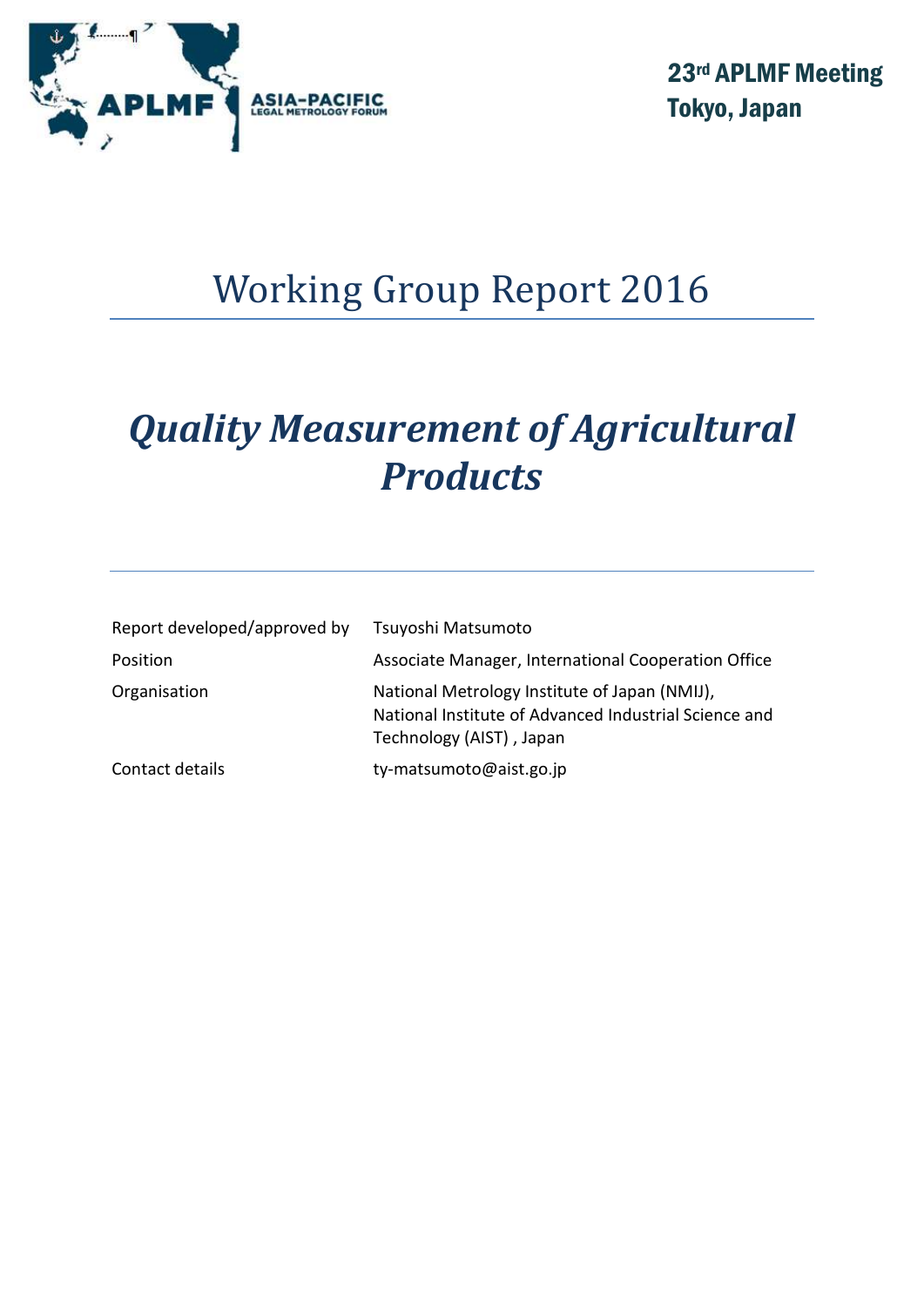**23rd APLMF Meeting**
**Tokyo, Japan**

# Working Group Report 2016

## *Quality Measurement of Agricultural Products*

| | |
|---|---|
| Report developed/approved by | Tsuyoshi Matsumoto |
| Position | Associate Manager, International Cooperation Office |
| Organisation | National Metrology Institute of Japan (NMIJ), National Institute of Advanced Industrial Science and Technology (AIST) , Japan |
| Contact details | ty-matsumoto@aist.go.jp |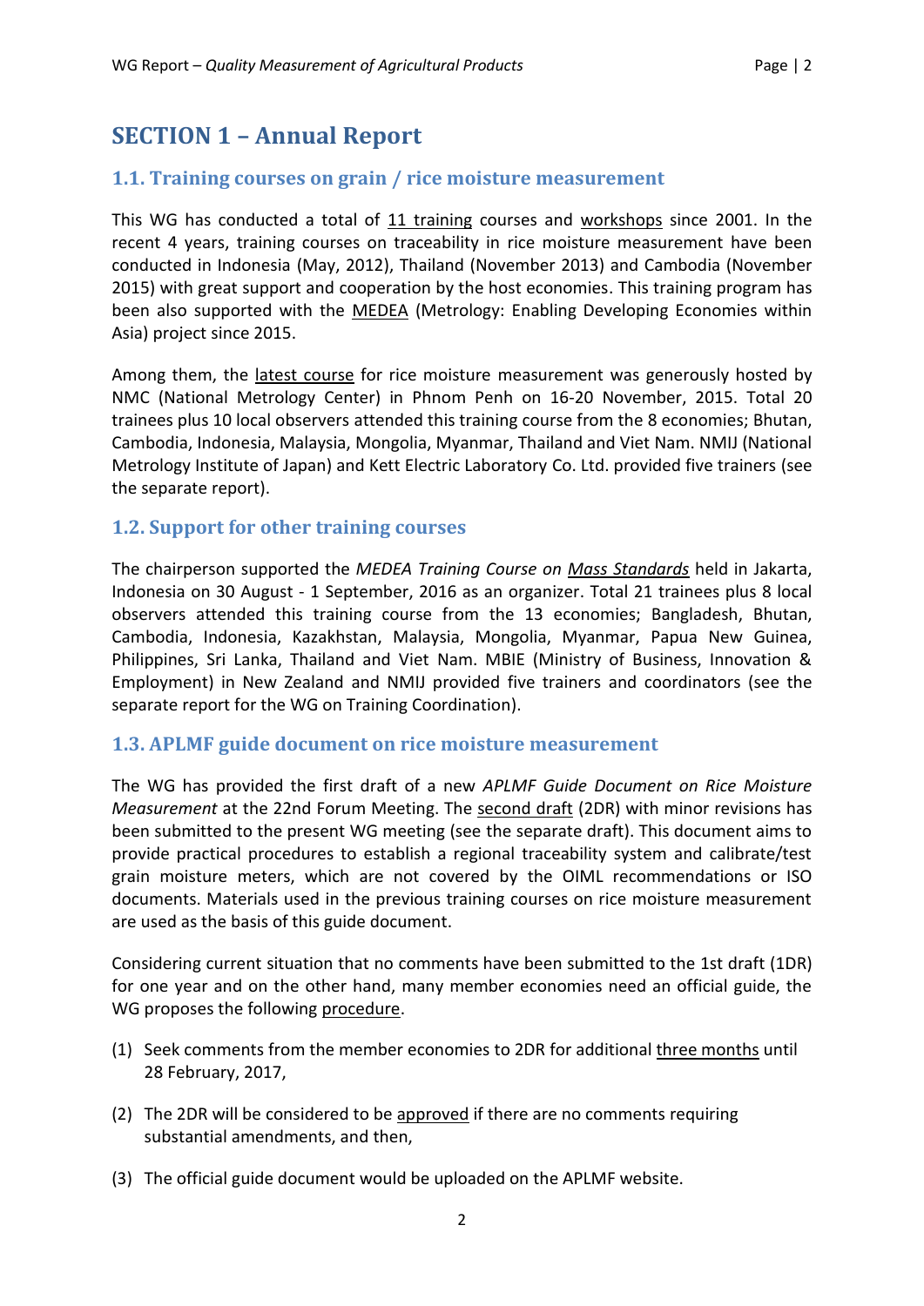# SECTION 1 – Annual Report

## 1.1. Training courses on grain / rice moisture measurement

This WG has conducted a total of 11 training courses and workshops since 2001. In the recent 4 years, training courses on traceability in rice moisture measurement have been conducted in Indonesia (May, 2012), Thailand (November 2013) and Cambodia (November 2015) with great support and cooperation by the host economies. This training program has been also supported with the MEDEA (Metrology: Enabling Developing Economies within Asia) project since 2015.

Among them, the latest course for rice moisture measurement was generously hosted by NMC (National Metrology Center) in Phnom Penh on 16-20 November, 2015. Total 20 trainees plus 10 local observers attended this training course from the 8 economies; Bhutan, Cambodia, Indonesia, Malaysia, Mongolia, Myanmar, Thailand and Viet Nam. NMIJ (National Metrology Institute of Japan) and Kett Electric Laboratory Co. Ltd. provided five trainers (see the separate report).

## 1.2. Support for other training courses

The chairperson supported the *MEDEA Training Course on Mass Standards* held in Jakarta, Indonesia on 30 August - 1 September, 2016 as an organizer. Total 21 trainees plus 8 local observers attended this training course from the 13 economies; Bangladesh, Bhutan, Cambodia, Indonesia, Kazakhstan, Malaysia, Mongolia, Myanmar, Papua New Guinea, Philippines, Sri Lanka, Thailand and Viet Nam. MBIE (Ministry of Business, Innovation & Employment) in New Zealand and NMIJ provided five trainers and coordinators (see the separate report for the WG on Training Coordination).

## 1.3. APLMF guide document on rice moisture measurement

The WG has provided the first draft of a new *APLMF Guide Document on Rice Moisture Measurement* at the 22nd Forum Meeting. The second draft (2DR) with minor revisions has been submitted to the present WG meeting (see the separate draft). This document aims to provide practical procedures to establish a regional traceability system and calibrate/test grain moisture meters, which are not covered by the OIML recommendations or ISO documents. Materials used in the previous training courses on rice moisture measurement are used as the basis of this guide document.

Considering current situation that no comments have been submitted to the 1st draft (1DR) for one year and on the other hand, many member economies need an official guide, the WG proposes the following procedure.

(1) Seek comments from the member economies to 2DR for additional three months until 28 February, 2017,

(2) The 2DR will be considered to be approved if there are no comments requiring substantial amendments, and then,

(3) The official guide document would be uploaded on the APLMF website.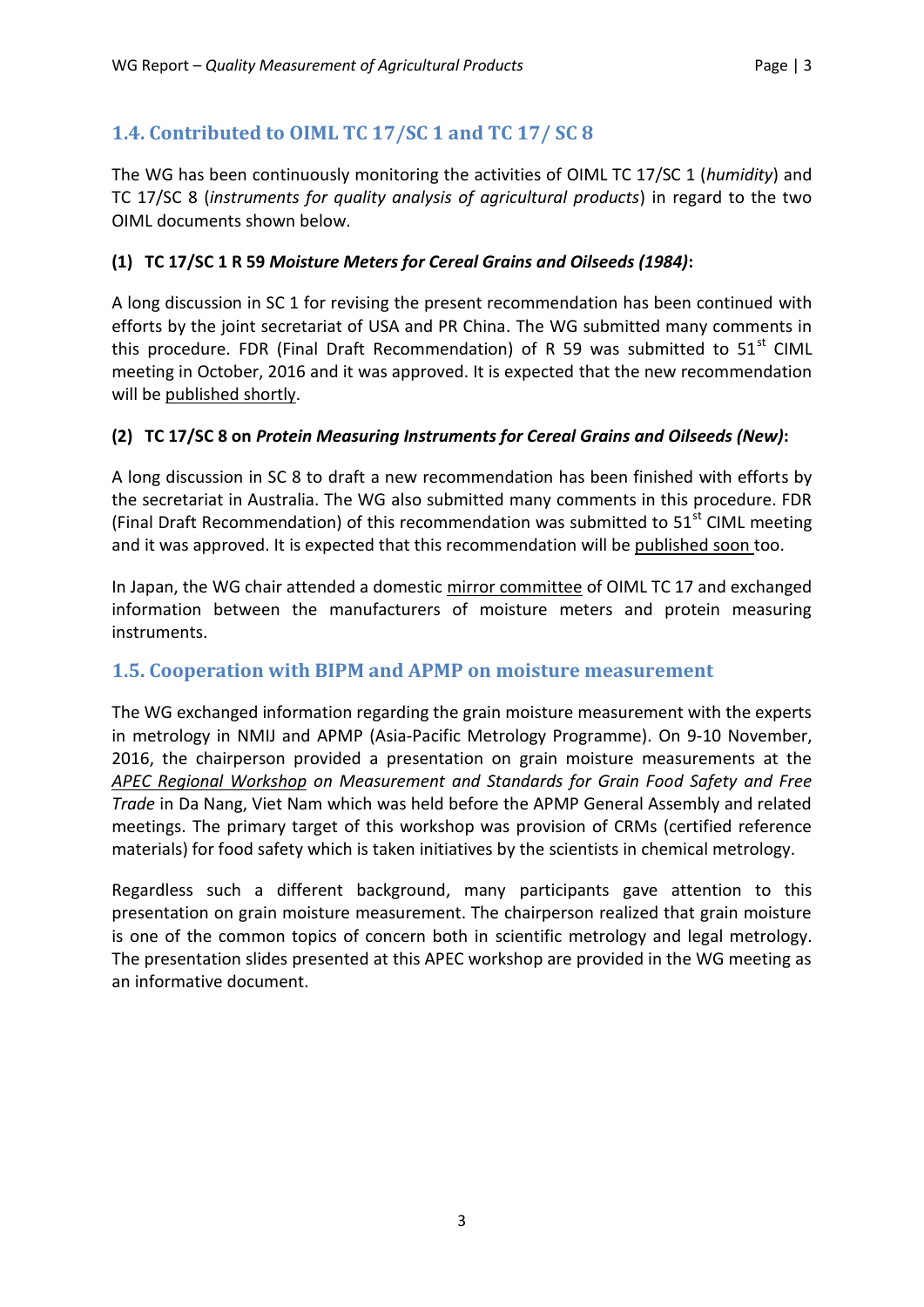## 1.4. Contributed to OIML TC 17/SC 1 and TC 17/ SC 8

The WG has been continuously monitoring the activities of OIML TC 17/SC 1 (*humidity*) and TC 17/SC 8 (*instruments for quality analysis of agricultural products*) in regard to the two OIML documents shown below.

### (1) TC 17/SC 1 R 59 *Moisture Meters for Cereal Grains and Oilseeds (1984)*:

A long discussion in SC 1 for revising the present recommendation has been continued with efforts by the joint secretariat of USA and PR China. The WG submitted many comments in this procedure. FDR (Final Draft Recommendation) of R 59 was submitted to 51st CIML meeting in October, 2016 and it was approved. It is expected that the new recommendation will be published shortly.

### (2) TC 17/SC 8 on *Protein Measuring Instruments for Cereal Grains and Oilseeds (New)*:

A long discussion in SC 8 to draft a new recommendation has been finished with efforts by the secretariat in Australia. The WG also submitted many comments in this procedure. FDR (Final Draft Recommendation) of this recommendation was submitted to 51st CIML meeting and it was approved. It is expected that this recommendation will be published soon too.

In Japan, the WG chair attended a domestic mirror committee of OIML TC 17 and exchanged information between the manufacturers of moisture meters and protein measuring instruments.

## 1.5. Cooperation with BIPM and APMP on moisture measurement

The WG exchanged information regarding the grain moisture measurement with the experts in metrology in NMIJ and APMP (Asia-Pacific Metrology Programme). On 9-10 November, 2016, the chairperson provided a presentation on grain moisture measurements at the *APEC Regional Workshop on Measurement and Standards for Grain Food Safety and Free Trade* in Da Nang, Viet Nam which was held before the APMP General Assembly and related meetings. The primary target of this workshop was provision of CRMs (certified reference materials) for food safety which is taken initiatives by the scientists in chemical metrology.

Regardless such a different background, many participants gave attention to this presentation on grain moisture measurement. The chairperson realized that grain moisture is one of the common topics of concern both in scientific metrology and legal metrology. The presentation slides presented at this APEC workshop are provided in the WG meeting as an informative document.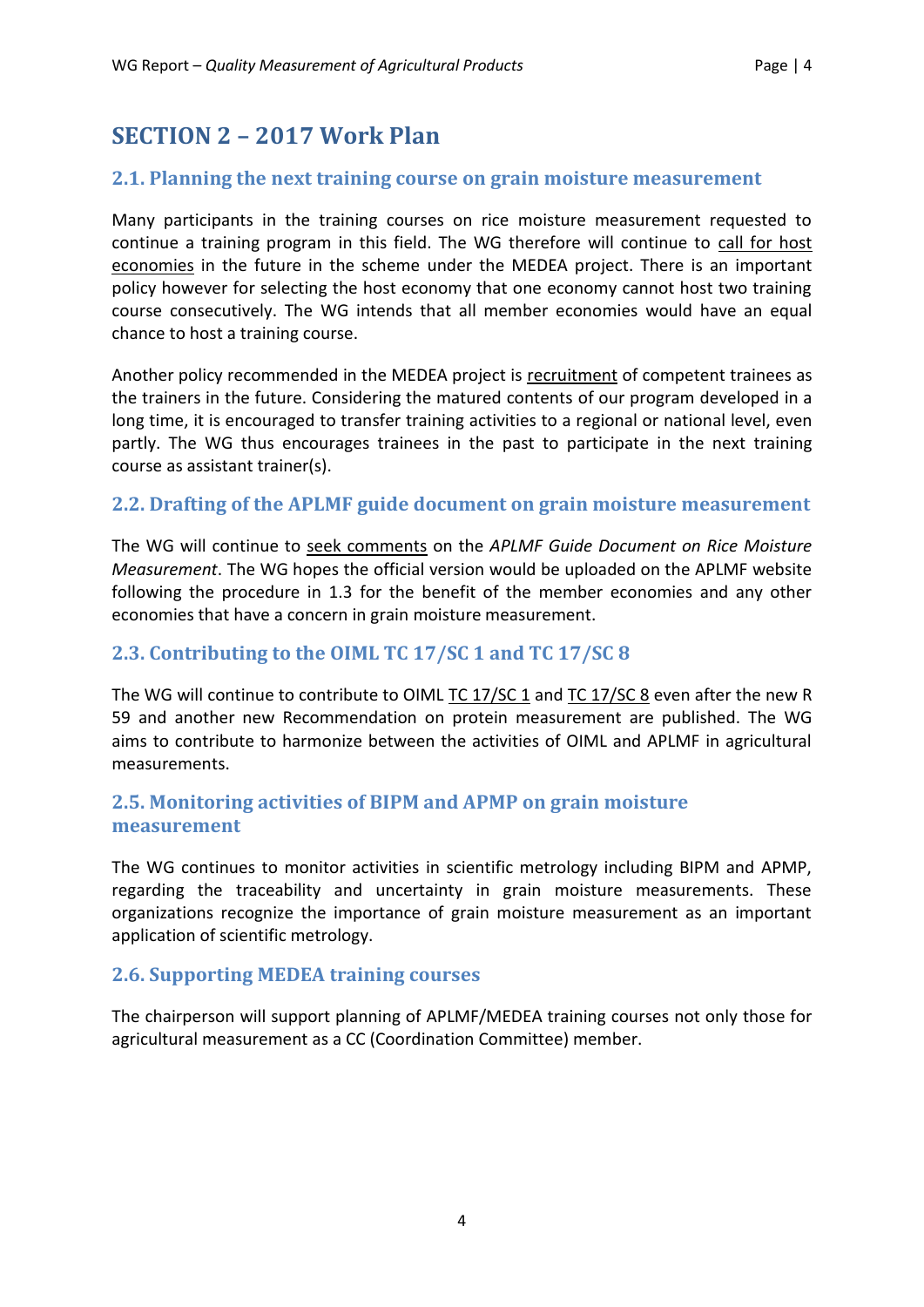# SECTION 2 – 2017 Work Plan

## 2.1. Planning the next training course on grain moisture measurement

Many participants in the training courses on rice moisture measurement requested to continue a training program in this field. The WG therefore will continue to call for host economies in the future in the scheme under the MEDEA project. There is an important policy however for selecting the host economy that one economy cannot host two training course consecutively. The WG intends that all member economies would have an equal chance to host a training course.

Another policy recommended in the MEDEA project is recruitment of competent trainees as the trainers in the future. Considering the matured contents of our program developed in a long time, it is encouraged to transfer training activities to a regional or national level, even partly. The WG thus encourages trainees in the past to participate in the next training course as assistant trainer(s).

## 2.2. Drafting of the APLMF guide document on grain moisture measurement

The WG will continue to seek comments on the *APLMF Guide Document on Rice Moisture Measurement*. The WG hopes the official version would be uploaded on the APLMF website following the procedure in 1.3 for the benefit of the member economies and any other economies that have a concern in grain moisture measurement.

## 2.3. Contributing to the OIML TC 17/SC 1 and TC 17/SC 8

The WG will continue to contribute to OIML TC 17/SC 1 and TC 17/SC 8 even after the new R 59 and another new Recommendation on protein measurement are published. The WG aims to contribute to harmonize between the activities of OIML and APLMF in agricultural measurements.

## 2.5. Monitoring activities of BIPM and APMP on grain moisture measurement

The WG continues to monitor activities in scientific metrology including BIPM and APMP, regarding the traceability and uncertainty in grain moisture measurements. These organizations recognize the importance of grain moisture measurement as an important application of scientific metrology.

## 2.6. Supporting MEDEA training courses

The chairperson will support planning of APLMF/MEDEA training courses not only those for agricultural measurement as a CC (Coordination Committee) member.